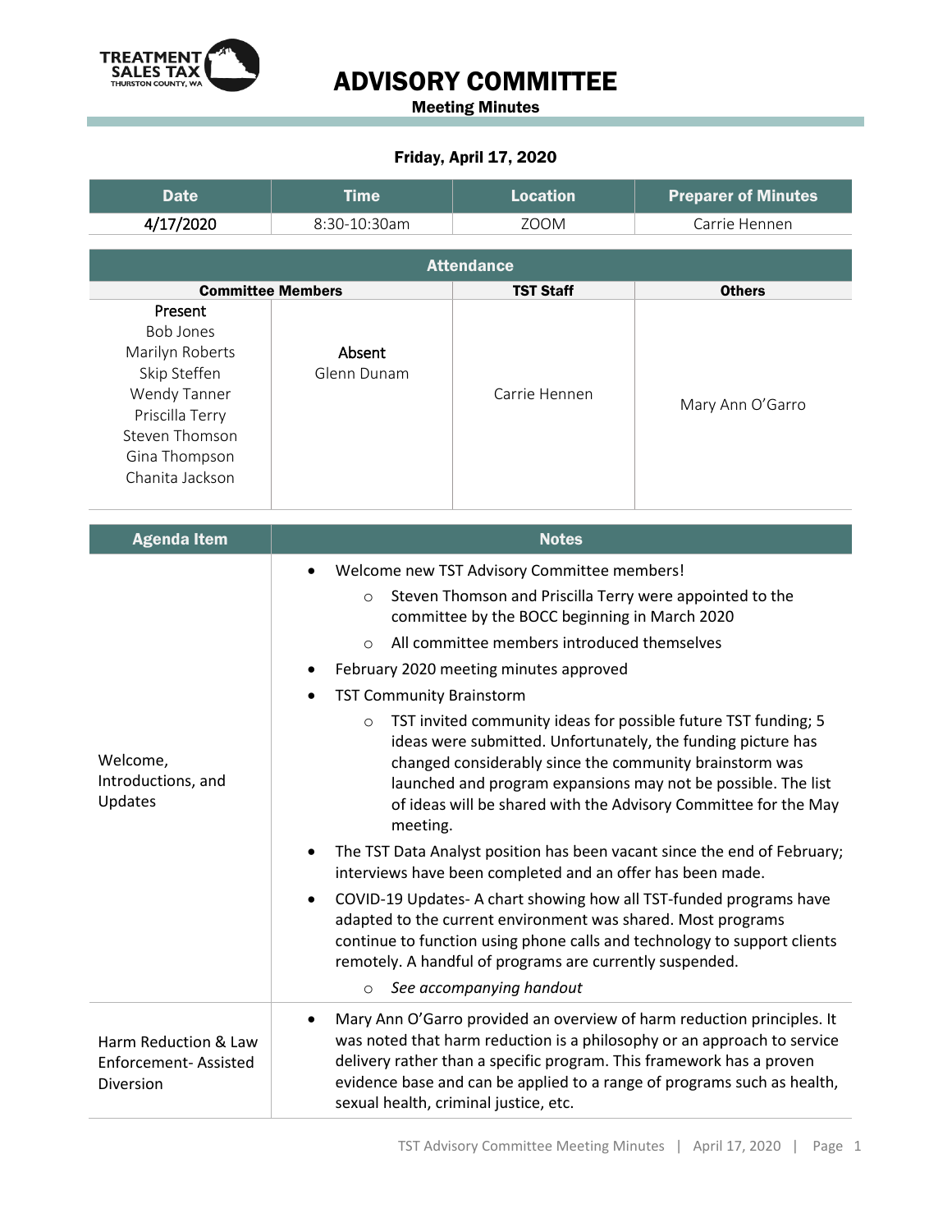# ADVISORY COMMITTEE

**Meeting Minutes**

**Friday, April 17, 2020**

| Date | Time | Location | Preparer of Minutes |
|---|---|---|---|
| 4/17/2020 | 8:30-10:30am | ZOOM | Carrie Hennen |

| Attendance | | | |
|---|---|---|---|
| **Committee Members** | | **TST Staff** | **Others** |
| Present<br>Bob Jones<br>Marilyn Roberts<br>Skip Steffen<br>Wendy Tanner<br>Priscilla Terry<br>Steven Thomson<br>Gina Thompson<br>Chanita Jackson | Absent<br>Glenn Dunam | Carrie Hennen | Mary Ann O'Garro |

| Agenda Item | Notes |
|---|---|
| Welcome, Introductions, and Updates | • Welcome new TST Advisory Committee members!<br>  ○ Steven Thomson and Priscilla Terry were appointed to the committee by the BOCC beginning in March 2020<br>  ○ All committee members introduced themselves<br>• February 2020 meeting minutes approved<br>• TST Community Brainstorm<br>  ○ TST invited community ideas for possible future TST funding; 5 ideas were submitted. Unfortunately, the funding picture has changed considerably since the community brainstorm was launched and program expansions may not be possible. The list of ideas will be shared with the Advisory Committee for the May meeting.<br>• The TST Data Analyst position has been vacant since the end of February; interviews have been completed and an offer has been made.<br>• COVID-19 Updates- A chart showing how all TST-funded programs have adapted to the current environment was shared. Most programs continue to function using phone calls and technology to support clients remotely. A handful of programs are currently suspended.<br>  ○ *See accompanying handout* |
| Harm Reduction & Law Enforcement- Assisted Diversion | • Mary Ann O'Garro provided an overview of harm reduction principles. It was noted that harm reduction is a philosophy or an approach to service delivery rather than a specific program. This framework has a proven evidence base and can be applied to a range of programs such as health, sexual health, criminal justice, etc. |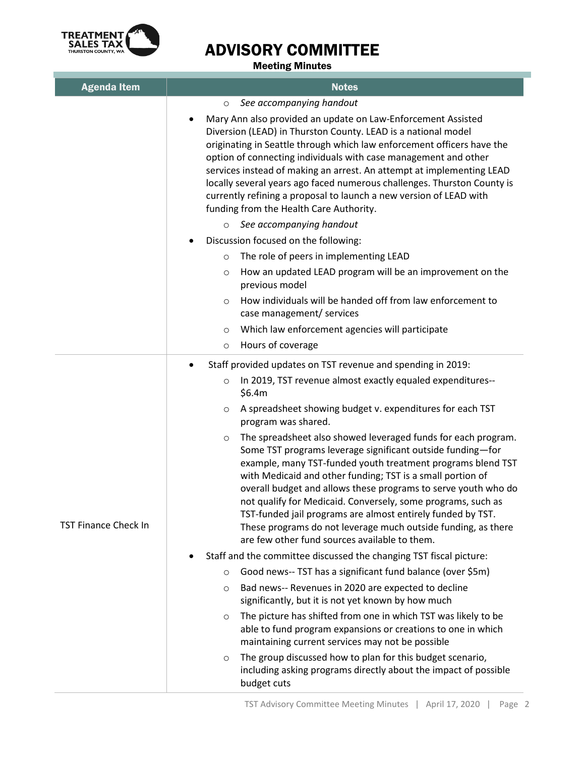| Agenda Item | Notes |
| --- | --- |
| | ◦ *See accompanying handout*<br>• Mary Ann also provided an update on Law-Enforcement Assisted Diversion (LEAD) in Thurston County. LEAD is a national model originating in Seattle through which law enforcement officers have the option of connecting individuals with case management and other services instead of making an arrest. An attempt at implementing LEAD locally several years ago faced numerous challenges. Thurston County is currently refining a proposal to launch a new version of LEAD with funding from the Health Care Authority.<br>◦ *See accompanying handout*<br>• Discussion focused on the following:<br>◦ The role of peers in implementing LEAD<br>◦ How an updated LEAD program will be an improvement on the previous model<br>◦ How individuals will be handed off from law enforcement to case management/ services<br>◦ Which law enforcement agencies will participate<br>◦ Hours of coverage |
| TST Finance Check In | • Staff provided updates on TST revenue and spending in 2019:<br>◦ In 2019, TST revenue almost exactly equaled expenditures-- $6.4m<br>◦ A spreadsheet showing budget v. expenditures for each TST program was shared.<br>◦ The spreadsheet also showed leveraged funds for each program. Some TST programs leverage significant outside funding—for example, many TST-funded youth treatment programs blend TST with Medicaid and other funding; TST is a small portion of overall budget and allows these programs to serve youth who do not qualify for Medicaid. Conversely, some programs, such as TST-funded jail programs are almost entirely funded by TST. These programs do not leverage much outside funding, as there are few other fund sources available to them.<br>• Staff and the committee discussed the changing TST fiscal picture:<br>◦ Good news-- TST has a significant fund balance (over $5m)<br>◦ Bad news-- Revenues in 2020 are expected to decline significantly, but it is not yet known by how much<br>◦ The picture has shifted from one in which TST was likely to be able to fund program expansions or creations to one in which maintaining current services may not be possible<br>◦ The group discussed how to plan for this budget scenario, including asking programs directly about the impact of possible budget cuts |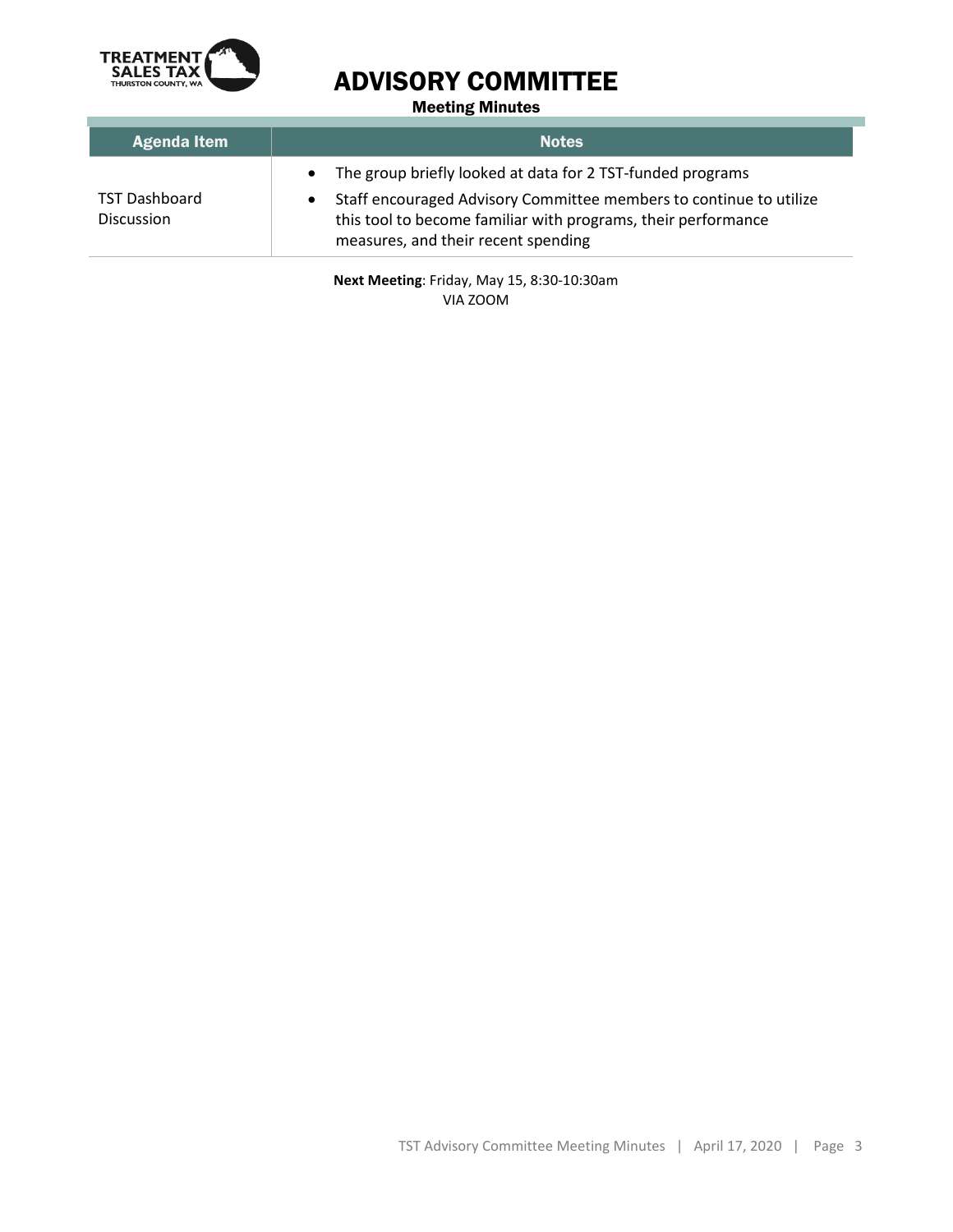# ADVISORY COMMITTEE

**Meeting Minutes**

| Agenda Item | Notes |
| --- | --- |
| TST Dashboard Discussion | • The group briefly looked at data for 2 TST-funded programs<br>• Staff encouraged Advisory Committee members to continue to utilize this tool to become familiar with programs, their performance measures, and their recent spending |

**Next Meeting**: Friday, May 15, 8:30-10:30am
VIA ZOOM